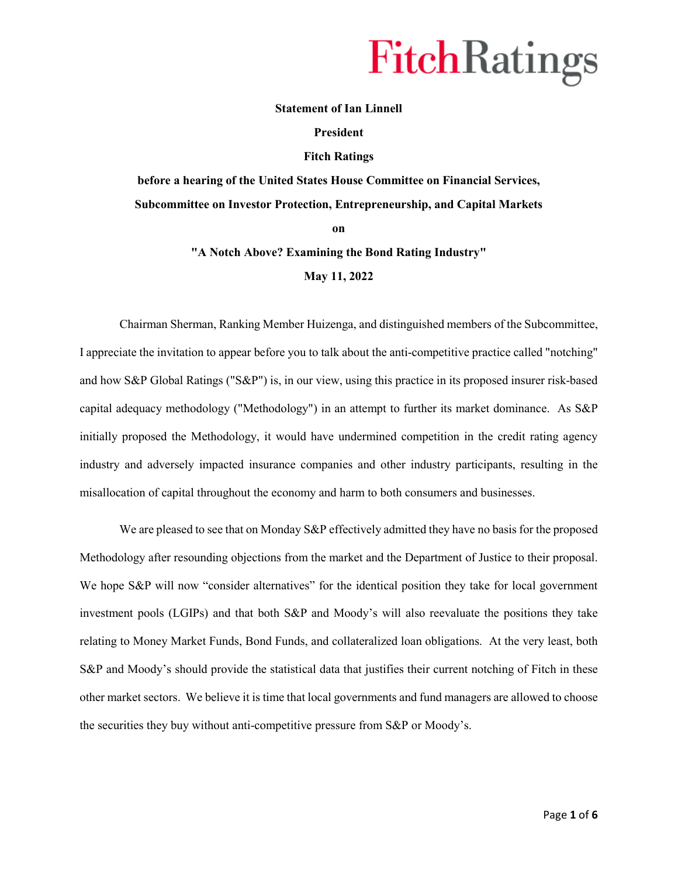**Statement of Ian Linnell**

**President**

**Fitch Ratings**

**before a hearing of the United States House Committee on Financial Services,**

**Subcommittee on Investor Protection, Entrepreneurship, and Capital Markets**

**on**

**"A Notch Above? Examining the Bond Rating Industry"**

**May 11, 2022**

Chairman Sherman, Ranking Member Huizenga, and distinguished members of the Subcommittee, I appreciate the invitation to appear before you to talk about the anti-competitive practice called "notching" and how S&P Global Ratings ("S&P") is, in our view, using this practice in its proposed insurer risk-based capital adequacy methodology ("Methodology") in an attempt to further its market dominance. As S&P initially proposed the Methodology, it would have undermined competition in the credit rating agency industry and adversely impacted insurance companies and other industry participants, resulting in the misallocation of capital throughout the economy and harm to both consumers and businesses.

We are pleased to see that on Monday S&P effectively admitted they have no basis for the proposed Methodology after resounding objections from the market and the Department of Justice to their proposal. We hope S&P will now "consider alternatives" for the identical position they take for local government investment pools (LGIPs) and that both S&P and Moody's will also reevaluate the positions they take relating to Money Market Funds, Bond Funds, and collateralized loan obligations. At the very least, both S&P and Moody's should provide the statistical data that justifies their current notching of Fitch in these other market sectors. We believe it is time that local governments and fund managers are allowed to choose the securities they buy without anti-competitive pressure from S&P or Moody's.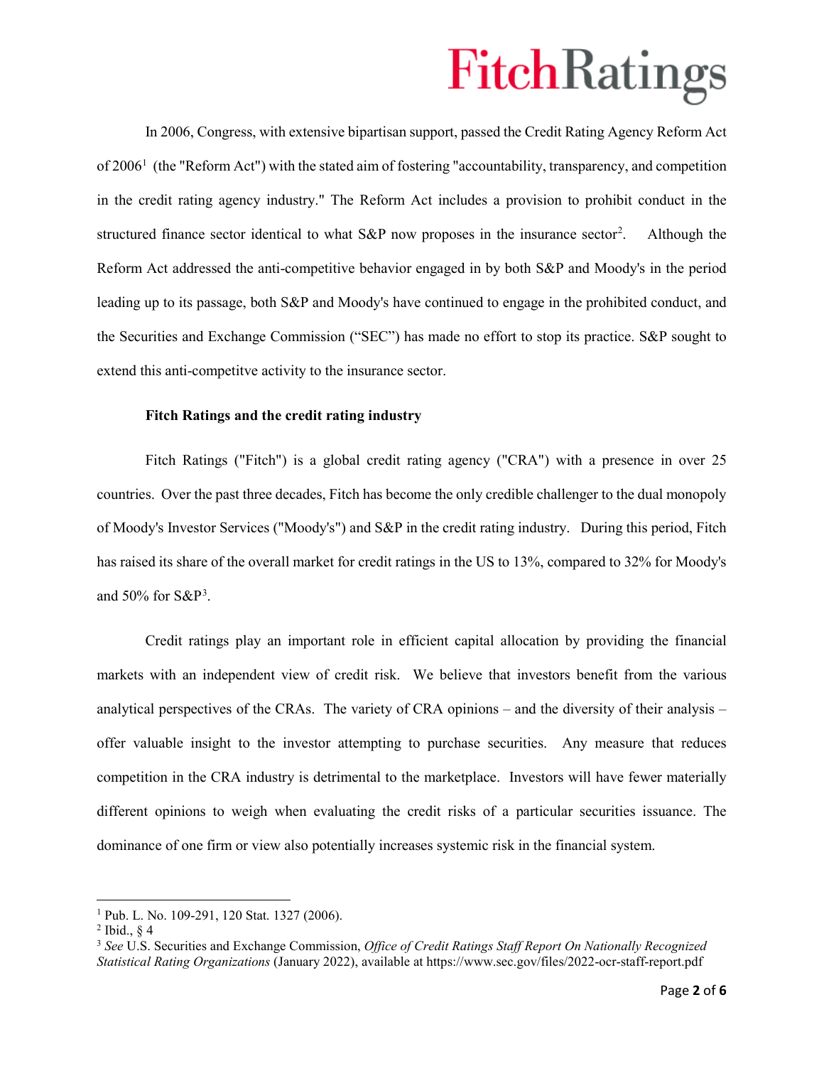In 2006, Congress, with extensive bipartisan support, passed the Credit Rating Agency Reform Act of 2006[1] (the "Reform Act") with the stated aim of fostering "accountability, transparency, and competition in the credit rating agency industry." The Reform Act includes a provision to prohibit conduct in the structured finance sector identical to what S&P now proposes in the insurance sector[2]. Although the Reform Act addressed the anti-competitive behavior engaged in by both S&P and Moody's in the period leading up to its passage, both S&P and Moody's have continued to engage in the prohibited conduct, and the Securities and Exchange Commission ("SEC") has made no effort to stop its practice. S&P sought to extend this anti-competitve activity to the insurance sector.

**Fitch Ratings and the credit rating industry**

Fitch Ratings ("Fitch") is a global credit rating agency ("CRA") with a presence in over 25 countries. Over the past three decades, Fitch has become the only credible challenger to the dual monopoly of Moody's Investor Services ("Moody's") and S&P in the credit rating industry. During this period, Fitch has raised its share of the overall market for credit ratings in the US to 13%, compared to 32% for Moody's and 50% for S&P[3].

Credit ratings play an important role in efficient capital allocation by providing the financial markets with an independent view of credit risk. We believe that investors benefit from the various analytical perspectives of the CRAs. The variety of CRA opinions – and the diversity of their analysis – offer valuable insight to the investor attempting to purchase securities. Any measure that reduces competition in the CRA industry is detrimental to the marketplace. Investors will have fewer materially different opinions to weigh when evaluating the credit risks of a particular securities issuance. The dominance of one firm or view also potentially increases systemic risk in the financial system.

---

[1] Pub. L. No. 109-291, 120 Stat. 1327 (2006).

[2] Ibid., § 4

[3] *See* U.S. Securities and Exchange Commission, *Office of Credit Ratings Staff Report On Nationally Recognized Statistical Rating Organizations* (January 2022), available at https://www.sec.gov/files/2022-ocr-staff-report.pdf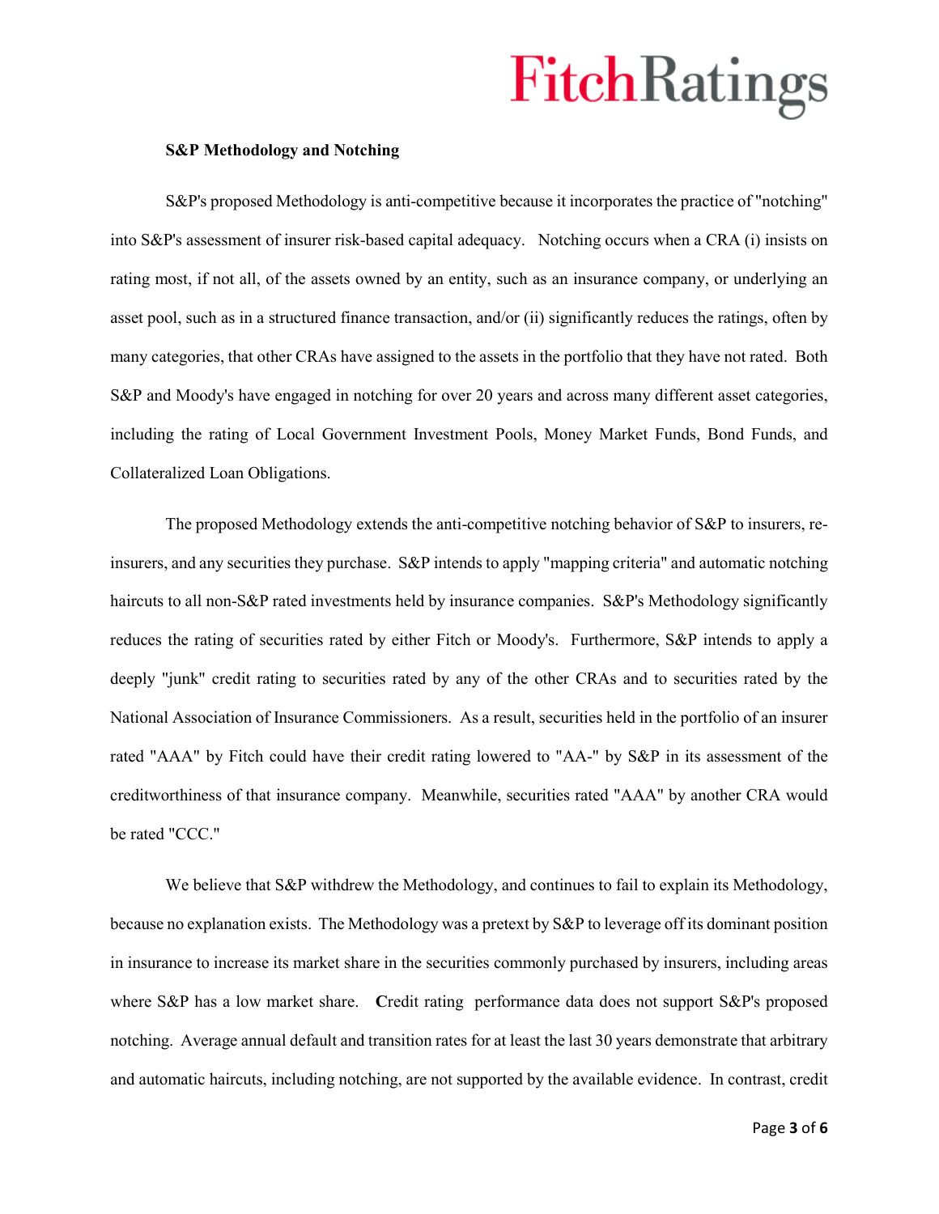**S&P Methodology and Notching**

S&P's proposed Methodology is anti-competitive because it incorporates the practice of "notching" into S&P's assessment of insurer risk-based capital adequacy. Notching occurs when a CRA (i) insists on rating most, if not all, of the assets owned by an entity, such as an insurance company, or underlying an asset pool, such as in a structured finance transaction, and/or (ii) significantly reduces the ratings, often by many categories, that other CRAs have assigned to the assets in the portfolio that they have not rated. Both S&P and Moody's have engaged in notching for over 20 years and across many different asset categories, including the rating of Local Government Investment Pools, Money Market Funds, Bond Funds, and Collateralized Loan Obligations.

The proposed Methodology extends the anti-competitive notching behavior of S&P to insurers, re-insurers, and any securities they purchase. S&P intends to apply "mapping criteria" and automatic notching haircuts to all non-S&P rated investments held by insurance companies. S&P's Methodology significantly reduces the rating of securities rated by either Fitch or Moody's. Furthermore, S&P intends to apply a deeply "junk" credit rating to securities rated by any of the other CRAs and to securities rated by the National Association of Insurance Commissioners. As a result, securities held in the portfolio of an insurer rated "AAA" by Fitch could have their credit rating lowered to "AA-" by S&P in its assessment of the creditworthiness of that insurance company. Meanwhile, securities rated "AAA" by another CRA would be rated "CCC."

We believe that S&P withdrew the Methodology, and continues to fail to explain its Methodology, because no explanation exists. The Methodology was a pretext by S&P to leverage off its dominant position in insurance to increase its market share in the securities commonly purchased by insurers, including areas where S&P has a low market share. Credit rating performance data does not support S&P's proposed notching. Average annual default and transition rates for at least the last 30 years demonstrate that arbitrary and automatic haircuts, including notching, are not supported by the available evidence. In contrast, credit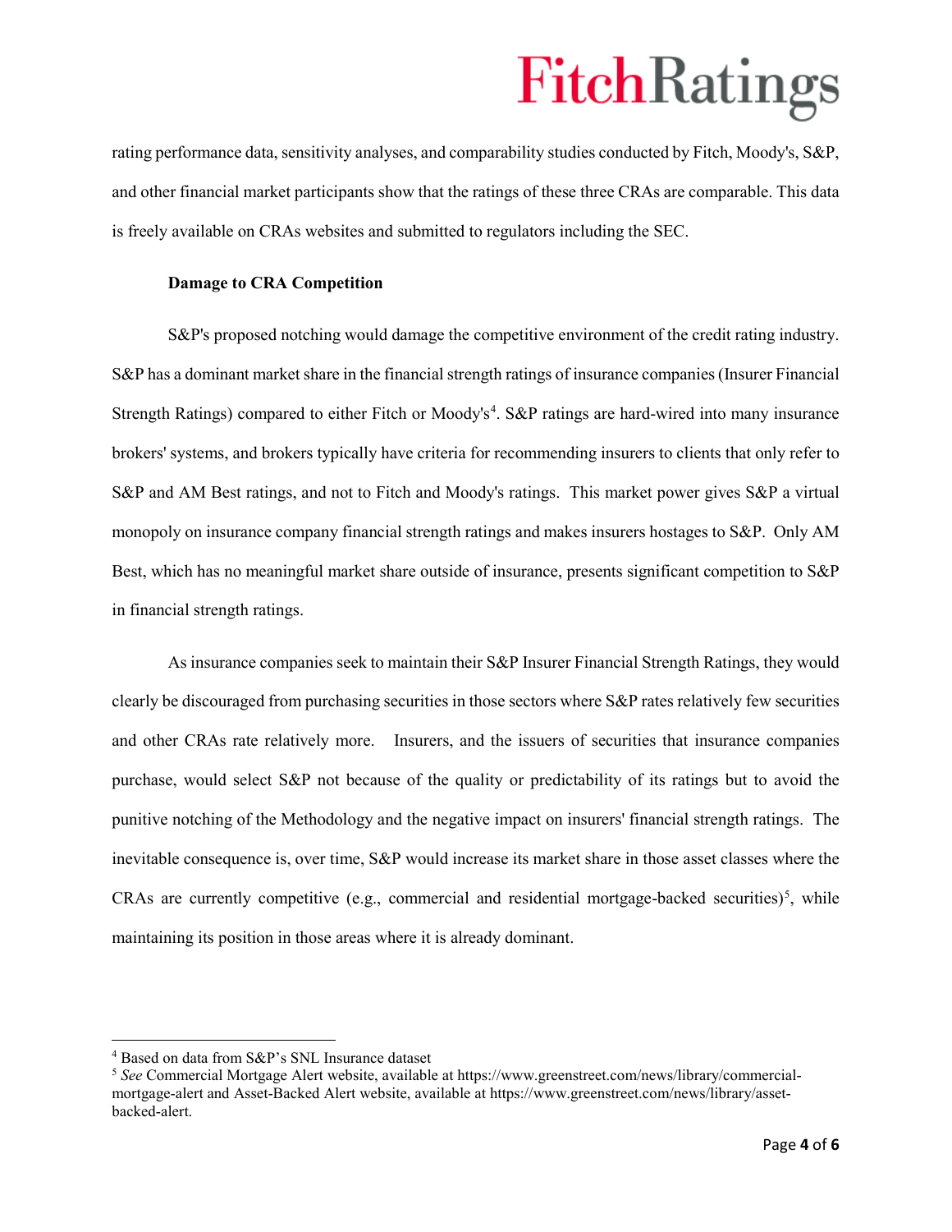rating performance data, sensitivity analyses, and comparability studies conducted by Fitch, Moody's, S&P, and other financial market participants show that the ratings of these three CRAs are comparable. This data is freely available on CRAs websites and submitted to regulators including the SEC.

**Damage to CRA Competition**

S&P's proposed notching would damage the competitive environment of the credit rating industry. S&P has a dominant market share in the financial strength ratings of insurance companies (Insurer Financial Strength Ratings) compared to either Fitch or Moody's[4]. S&P ratings are hard-wired into many insurance brokers' systems, and brokers typically have criteria for recommending insurers to clients that only refer to S&P and AM Best ratings, and not to Fitch and Moody's ratings. This market power gives S&P a virtual monopoly on insurance company financial strength ratings and makes insurers hostages to S&P. Only AM Best, which has no meaningful market share outside of insurance, presents significant competition to S&P in financial strength ratings.

As insurance companies seek to maintain their S&P Insurer Financial Strength Ratings, they would clearly be discouraged from purchasing securities in those sectors where S&P rates relatively few securities and other CRAs rate relatively more. Insurers, and the issuers of securities that insurance companies purchase, would select S&P not because of the quality or predictability of its ratings but to avoid the punitive notching of the Methodology and the negative impact on insurers' financial strength ratings. The inevitable consequence is, over time, S&P would increase its market share in those asset classes where the CRAs are currently competitive (e.g., commercial and residential mortgage-backed securities)[5], while maintaining its position in those areas where it is already dominant.

---

[4] Based on data from S&P's SNL Insurance dataset

[5] *See* Commercial Mortgage Alert website, available at https://www.greenstreet.com/news/library/commercial-mortgage-alert and Asset-Backed Alert website, available at https://www.greenstreet.com/news/library/asset-backed-alert.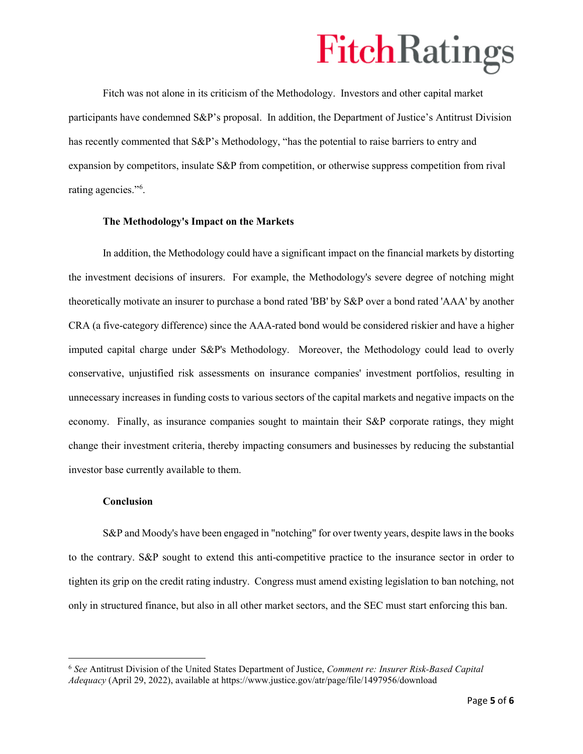Fitch was not alone in its criticism of the Methodology. Investors and other capital market participants have condemned S&P's proposal. In addition, the Department of Justice's Antitrust Division has recently commented that S&P's Methodology, "has the potential to raise barriers to entry and expansion by competitors, insulate S&P from competition, or otherwise suppress competition from rival rating agencies."[6].

**The Methodology's Impact on the Markets**

In addition, the Methodology could have a significant impact on the financial markets by distorting the investment decisions of insurers. For example, the Methodology's severe degree of notching might theoretically motivate an insurer to purchase a bond rated 'BB' by S&P over a bond rated 'AAA' by another CRA (a five-category difference) since the AAA-rated bond would be considered riskier and have a higher imputed capital charge under S&P's Methodology. Moreover, the Methodology could lead to overly conservative, unjustified risk assessments on insurance companies' investment portfolios, resulting in unnecessary increases in funding costs to various sectors of the capital markets and negative impacts on the economy. Finally, as insurance companies sought to maintain their S&P corporate ratings, they might change their investment criteria, thereby impacting consumers and businesses by reducing the substantial investor base currently available to them.

**Conclusion**

S&P and Moody's have been engaged in "notching" for over twenty years, despite laws in the books to the contrary. S&P sought to extend this anti-competitive practice to the insurance sector in order to tighten its grip on the credit rating industry. Congress must amend existing legislation to ban notching, not only in structured finance, but also in all other market sectors, and the SEC must start enforcing this ban.

---

[6] *See* Antitrust Division of the United States Department of Justice, *Comment re: Insurer Risk-Based Capital Adequacy* (April 29, 2022), available at https://www.justice.gov/atr/page/file/1497956/download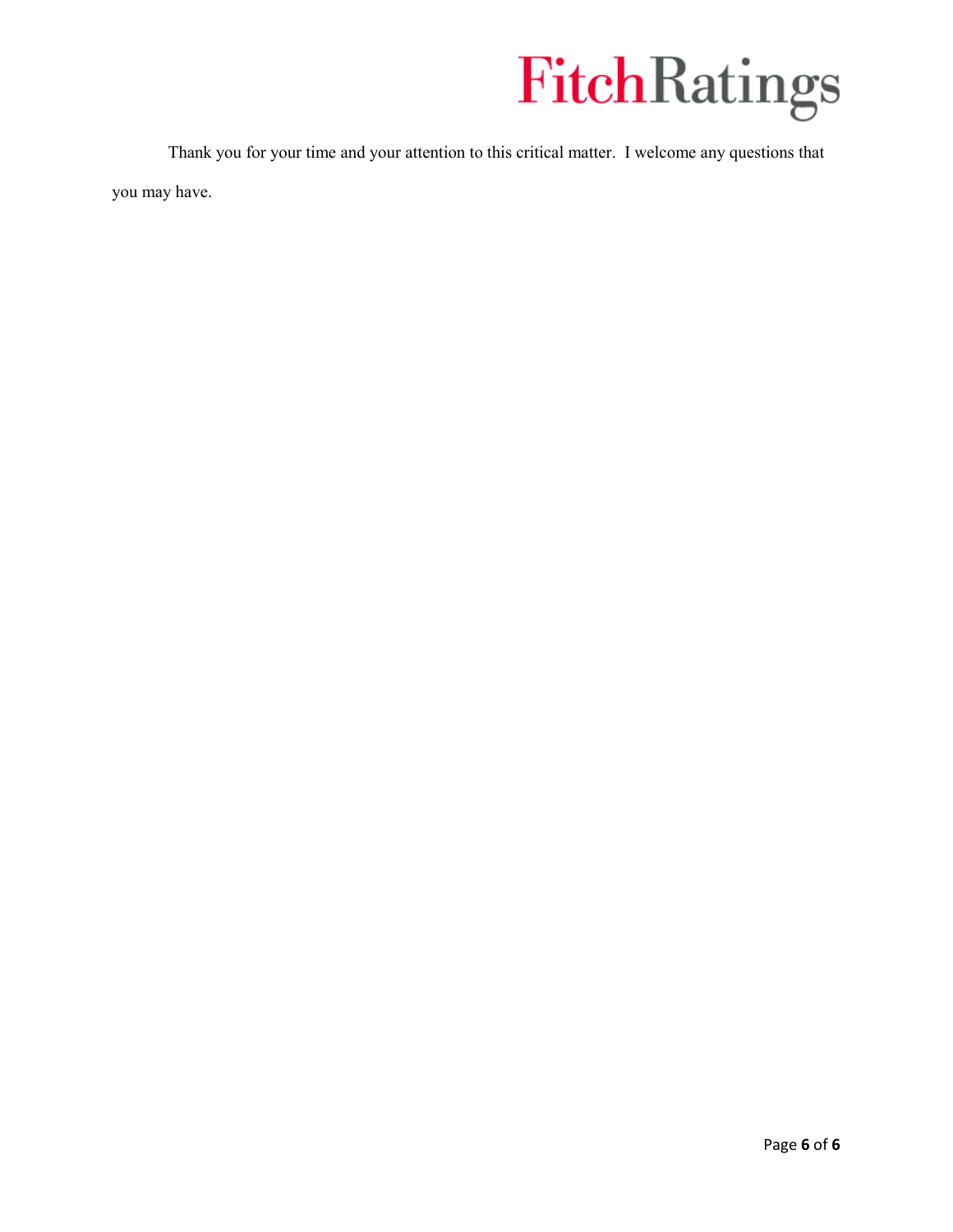Thank you for your time and your attention to this critical matter. I welcome any questions that you may have.